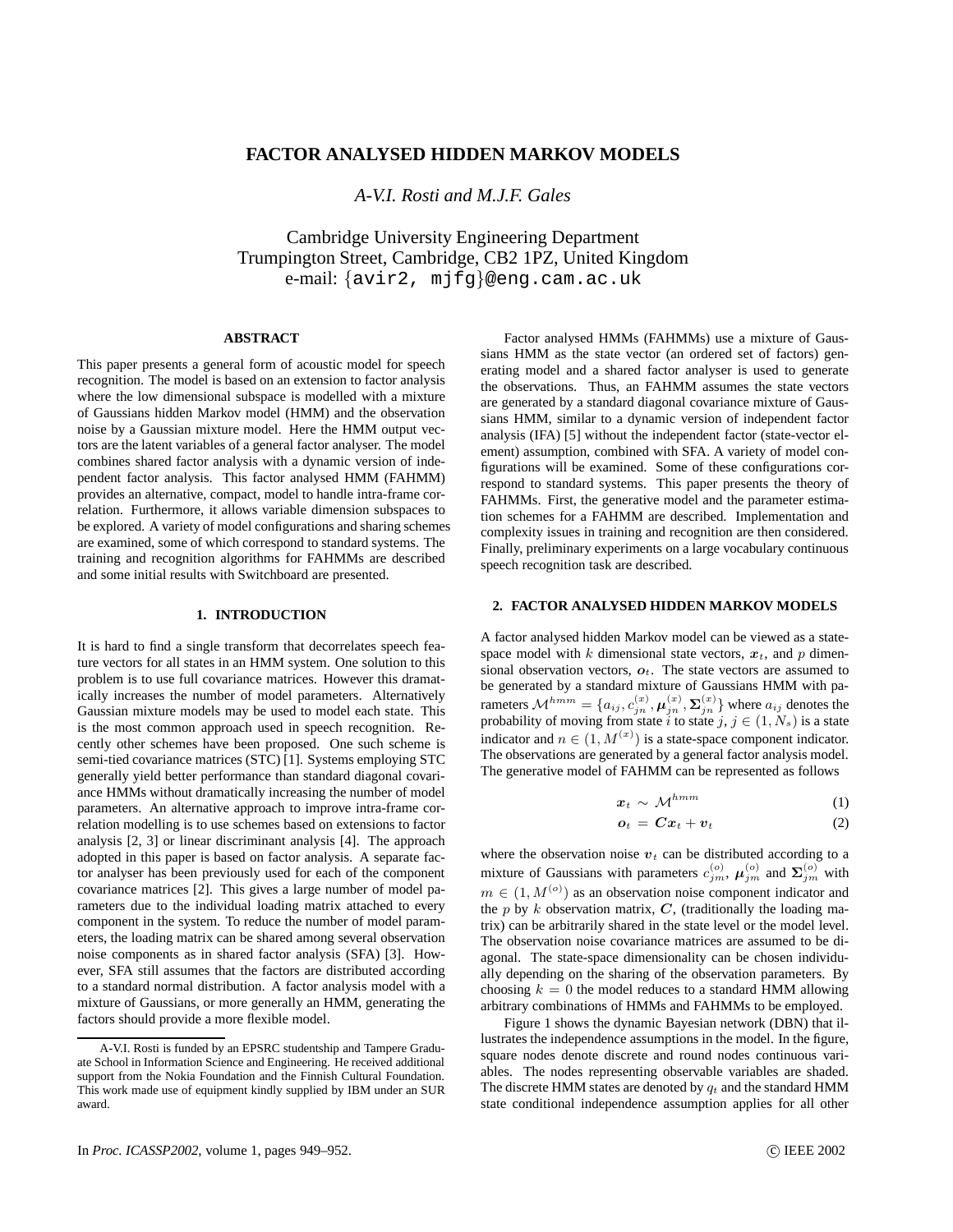# FACTOR ANALYSED HIDDEN MARKOV MODELS

*A-V.I. Rosti and M.J.F. Gales*

Cambridge University Engineering Department
Trumpington Street, Cambridge, CB2 1PZ, United Kingdom
e-mail: {avir2, mjfg}@eng.cam.ac.uk

## ABSTRACT

This paper presents a general form of acoustic model for speech recognition. The model is based on an extension to factor analysis where the low dimensional subspace is modelled with a mixture of Gaussians hidden Markov model (HMM) and the observation noise by a Gaussian mixture model. Here the HMM output vectors are the latent variables of a general factor analyser. The model combines shared factor analysis with a dynamic version of independent factor analysis. This factor analysed HMM (FAHMM) provides an alternative, compact, model to handle intra-frame correlation. Furthermore, it allows variable dimension subspaces to be explored. A variety of model configurations and sharing schemes are examined, some of which correspond to standard systems. The training and recognition algorithms for FAHMMs are described and some initial results with Switchboard are presented.

## 1. INTRODUCTION

It is hard to find a single transform that decorrelates speech feature vectors for all states in an HMM system. One solution to this problem is to use full covariance matrices. However this dramatically increases the number of model parameters. Alternatively Gaussian mixture models may be used to model each state. This is the most common approach used in speech recognition. Recently other schemes have been proposed. One such scheme is semi-tied covariance matrices (STC) [1]. Systems employing STC generally yield better performance than standard diagonal covariance HMMs without dramatically increasing the number of model parameters. An alternative approach to improve intra-frame correlation modelling is to use schemes based on extensions to factor analysis [2, 3] or linear discriminant analysis [4]. The approach adopted in this paper is based on factor analysis. A separate factor analyser has been previously used for each of the component covariance matrices [2]. This gives a large number of model parameters due to the individual loading matrix attached to every component in the system. To reduce the number of model parameters, the loading matrix can be shared among several observation noise components as in shared factor analysis (SFA) [3]. However, SFA still assumes that the factors are distributed according to a standard normal distribution. A factor analysis model with a mixture of Gaussians, or more generally an HMM, generating the factors should provide a more flexible model.

A-V.I. Rosti is funded by an EPSRC studentship and Tampere Graduate School in Information Science and Engineering. He received additional support from the Nokia Foundation and the Finnish Cultural Foundation. This work made use of equipment kindly supplied by IBM under an SUR award.

Factor analysed HMMs (FAHMMs) use a mixture of Gaussians HMM as the state vector (an ordered set of factors) generating model and a shared factor analyser is used to generate the observations. Thus, an FAHMM assumes the state vectors are generated by a standard diagonal covariance mixture of Gaussians HMM, similar to a dynamic version of independent factor analysis (IFA) [5] without the independent factor (state-vector element) assumption, combined with SFA. A variety of model configurations will be examined. Some of these configurations correspond to standard systems. This paper presents the theory of FAHMMs. First, the generative model and the parameter estimation schemes for a FAHMM are described. Implementation and complexity issues in training and recognition are then considered. Finally, preliminary experiments on a large vocabulary continuous speech recognition task are described.

## 2. FACTOR ANALYSED HIDDEN MARKOV MODELS

A factor analysed hidden Markov model can be viewed as a state-space model with $k$ dimensional state vectors, $\boldsymbol{x}_t$, and $p$ dimensional observation vectors, $\boldsymbol{o}_t$. The state vectors are assumed to be generated by a standard mixture of Gaussians HMM with parameters $\mathcal{M}^{hmm} = \{a_{ij}, c^{(x)}_{jn}, \boldsymbol{\mu}^{(x)}_{jn}, \boldsymbol{\Sigma}^{(x)}_{jn}\}$ where $a_{ij}$ denotes the probability of moving from state $i$ to state $j$, $j \in (1, N_s)$ is a state indicator and $n \in (1, M^{(x)})$ is a state-space component indicator. The observations are generated by a general factor analysis model. The generative model of FAHMM can be represented as follows

$$\boldsymbol{x}_t \sim \mathcal{M}^{hmm} \tag{1}$$

$$\boldsymbol{o}_t = \boldsymbol{C}\boldsymbol{x}_t + \boldsymbol{v}_t \tag{2}$$

where the observation noise $\boldsymbol{v}_t$ can be distributed according to a mixture of Gaussians with parameters $c^{(o)}_{jm}$, $\boldsymbol{\mu}^{(o)}_{jm}$ and $\boldsymbol{\Sigma}^{(o)}_{jm}$ with $m \in (1, M^{(o)})$ as an observation noise component indicator and the $p$ by $k$ observation matrix, $\boldsymbol{C}$, (traditionally the loading matrix) can be arbitrarily shared in the state level or the model level. The observation noise covariance matrices are assumed to be diagonal. The state-space dimensionality can be chosen individually depending on the sharing of the observation parameters. By choosing $k = 0$ the model reduces to a standard HMM allowing arbitrary combinations of HMMs and FAHMMs to be employed.

Figure 1 shows the dynamic Bayesian network (DBN) that illustrates the independence assumptions in the model. In the figure, square nodes denote discrete and round nodes continuous variables. The nodes representing observable variables are shaded. The discrete HMM states are denoted by $q_t$ and the standard HMM state conditional independence assumption applies for all other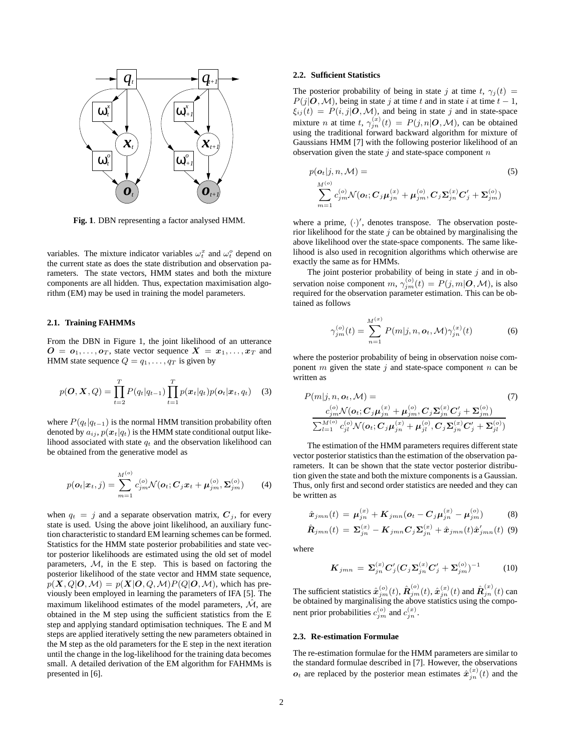Fig. 1. DBN representing a factor analysed HMM.

variables. The mixture indicator variables $\omega_t^x$ and $\omega_t^o$ depend on the current state as does the state distribution and observation parameters. The state vectors, HMM states and both the mixture components are all hidden. Thus, expectation maximisation algorithm (EM) may be used in training the model parameters.

### 2.1. Training FAHMMs

From the DBN in Figure 1, the joint likelihood of an utterance $\boldsymbol{O} = \boldsymbol{o}_1, \ldots, \boldsymbol{o}_T$, state vector sequence $\boldsymbol{X} = \boldsymbol{x}_1, \ldots, \boldsymbol{x}_T$ and HMM state sequence $Q = q_1, \ldots, q_T$ is given by

$$p(\boldsymbol{O}, \boldsymbol{X}, Q) = \prod_{t=2}^{T} P(q_t|q_{t-1}) \prod_{t=1}^{T} p(\boldsymbol{x}_t|q_t) p(\boldsymbol{o}_t|\boldsymbol{x}_t, q_t) \quad (3)$$

where $P(q_t|q_{t-1})$ is the normal HMM transition probability often denoted by $a_{ij}$, $p(\boldsymbol{x}_t|q_t)$ is the HMM state conditional output likelihood associated with state $q_t$ and the observation likelihood can be obtained from the generative model as

$$p(\boldsymbol{o}_t|\boldsymbol{x}_t, j) = \sum_{m=1}^{M^{(o)}} c_{jm}^{(o)} \mathcal{N}(\boldsymbol{o}_t; \boldsymbol{C}_j \boldsymbol{x}_t + \boldsymbol{\mu}_{jm}^{(o)}, \boldsymbol{\Sigma}_{jm}^{(o)}) \quad (4)$$

when $q_t = j$ and a separate observation matrix, $\boldsymbol{C}_j$, for every state is used. Using the above joint likelihood, an auxiliary function characteristic to standard EM learning schemes can be formed. Statistics for the HMM state posterior probabilities and state vector posterior likelihoods are estimated using the old set of model parameters, $\mathcal{M}$, in the E step. This is based on factoring the posterior likelihood of the state vector and HMM state sequence, $p(\boldsymbol{X}, Q|\boldsymbol{O}, \mathcal{M}) = p(\boldsymbol{X}|\boldsymbol{O}, Q, \mathcal{M})P(Q|\boldsymbol{O}, \mathcal{M})$, which has previously been employed in learning the parameters of IFA [5]. The maximum likelihood estimates of the model parameters, $\hat{\mathcal{M}}$, are obtained in the M step using the sufficient statistics from the E step and applying standard optimisation techniques. The E and M steps are applied iteratively setting the new parameters obtained in the M step as the old parameters for the E step in the next iteration until the change in the log-likelihood for the training data becomes small. A detailed derivation of the EM algorithm for FAHMMs is presented in [6].

### 2.2. Sufficient Statistics

The posterior probability of being in state $j$ at time $t$, $\gamma_j(t) = P(j|\boldsymbol{O}, \mathcal{M})$, being in state $j$ at time $t$ and in state $i$ at time $t-1$, $\xi_{ij}(t) = P(i, j|\boldsymbol{O}, \mathcal{M})$, and being in state $j$ and in state-space mixture $n$ at time $t$, $\gamma_{jn}^{(x)}(t) = P(j, n|\boldsymbol{O}, \mathcal{M})$, can be obtained using the traditional forward backward algorithm for mixture of Gaussians HMM [7] with the following posterior likelihood of an observation given the state $j$ and state-space component $n$

$$p(\boldsymbol{o}_t|j, n, \mathcal{M}) = \sum_{m=1}^{M^{(o)}} c_{jm}^{(o)} \mathcal{N}(\boldsymbol{o}_t; \boldsymbol{C}_j \boldsymbol{\mu}_{jn}^{(x)} + \boldsymbol{\mu}_{jm}^{(o)}, \boldsymbol{C}_j \boldsymbol{\Sigma}_{jn}^{(x)} \boldsymbol{C}_j' + \boldsymbol{\Sigma}_{jm}^{(o)}) \quad (5)$$

where a prime, $(\cdot)'$, denotes transpose. The observation posterior likelihood for the state $j$ can be obtained by marginalising the above likelihood over the state-space components. The same likelihood is also used in recognition algorithms which otherwise are exactly the same as for HMMs.

The joint posterior probability of being in state $j$ and in observation noise component $m$, $\gamma_{jm}^{(o)}(t) = P(j, m|\boldsymbol{O}, \mathcal{M})$, is also required for the observation parameter estimation. This can be obtained as follows

$$\gamma_{jm}^{(o)}(t) = \sum_{n=1}^{M^{(x)}} P(m|j, n, \boldsymbol{o}_t, \mathcal{M}) \gamma_{jn}^{(x)}(t) \quad (6)$$

where the posterior probability of being in observation noise component $m$ given the state $j$ and state-space component $n$ can be written as

$$P(m|j, n, \boldsymbol{o}_t, \mathcal{M}) = \frac{c_{jm}^{(o)} \mathcal{N}(\boldsymbol{o}_t; \boldsymbol{C}_j \boldsymbol{\mu}_{jn}^{(x)} + \boldsymbol{\mu}_{jm}^{(o)}, \boldsymbol{C}_j \boldsymbol{\Sigma}_{jn}^{(x)} \boldsymbol{C}_j' + \boldsymbol{\Sigma}_{jm}^{(o)})}{\sum_{l=1}^{M^{(o)}} c_{jl}^{(o)} \mathcal{N}(\boldsymbol{o}_t; \boldsymbol{C}_j \boldsymbol{\mu}_{jn}^{(x)} + \boldsymbol{\mu}_{jl}^{(o)}, \boldsymbol{C}_j \boldsymbol{\Sigma}_{jn}^{(x)} \boldsymbol{C}_j' + \boldsymbol{\Sigma}_{jl}^{(o)})} \quad (7)$$

The estimation of the HMM parameters requires different state vector posterior statistics than the estimation of the observation parameters. It can be shown that the state vector posterior distribution given the state and both the mixture components is a Gaussian. Thus, only first and second order statistics are needed and they can be written as

$$\hat{\boldsymbol{x}}_{jmn}(t) = \boldsymbol{\mu}_{jn}^{(x)} + \boldsymbol{K}_{jmn}(\boldsymbol{o}_t - \boldsymbol{C}_j \boldsymbol{\mu}_{jn}^{(x)} - \boldsymbol{\mu}_{jm}^{(o)}) \quad (8)$$

$$\hat{\boldsymbol{R}}_{jmn}(t) = \boldsymbol{\Sigma}_{jn}^{(x)} - \boldsymbol{K}_{jmn} \boldsymbol{C}_j \boldsymbol{\Sigma}_{jn}^{(x)} + \hat{\boldsymbol{x}}_{jmn}(t) \hat{\boldsymbol{x}}_{jmn}'(t) \quad (9)$$

where

$$\boldsymbol{K}_{jmn} = \boldsymbol{\Sigma}_{jn}^{(x)} \boldsymbol{C}_j' (\boldsymbol{C}_j \boldsymbol{\Sigma}_{jn}^{(x)} \boldsymbol{C}_j' + \boldsymbol{\Sigma}_{jm}^{(o)})^{-1} \quad (10)$$

The sufficient statistics $\hat{\boldsymbol{x}}_{jm}^{(o)}(t)$, $\hat{\boldsymbol{R}}_{jm}^{(o)}(t)$, $\hat{\boldsymbol{x}}_{jn}^{(x)}(t)$ and $\hat{\boldsymbol{R}}_{jn}^{(x)}(t)$ can be obtained by marginalising the above statistics using the component prior probabilities $c_{jm}^{(o)}$ and $c_{jn}^{(x)}$.

### 2.3. Re-estimation Formulae

The re-estimation formulae for the HMM parameters are similar to the standard formulae described in [7]. However, the observations $\boldsymbol{o}_t$ are replaced by the posterior mean estimates $\hat{\boldsymbol{x}}_{jn}^{(x)}(t)$ and the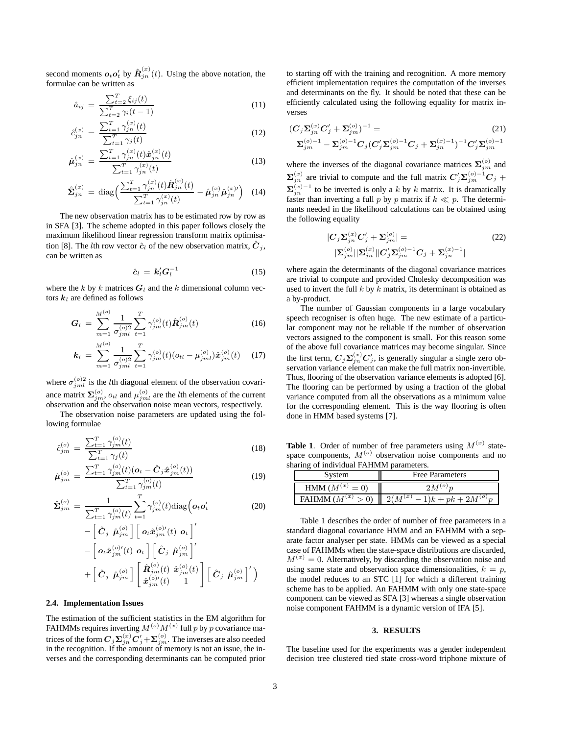second moments $\boldsymbol{o}_t\boldsymbol{o}_t'$ by $\hat{\boldsymbol{R}}_{jn}^{(x)}(t)$. Using the above notation, the formulae can be written as

$$\hat{a}_{ij} = \frac{\sum_{t=2}^{T} \xi_{ij}(t)}{\sum_{t=2}^{T} \gamma_i(t-1)} \tag{11}$$

$$\hat{c}_{jn}^{(x)} = \frac{\sum_{t=1}^{T} \gamma_{jn}^{(x)}(t)}{\sum_{t=1}^{T} \gamma_j(t)} \tag{12}$$

$$\hat{\boldsymbol{\mu}}_{jn}^{(x)} = \frac{\sum_{t=1}^{T} \gamma_{jn}^{(x)}(t)\hat{\boldsymbol{x}}_{jn}^{(x)}(t)}{\sum_{t=1}^{T} \gamma_{jn}^{(x)}(t)} \tag{13}$$

$$\hat{\boldsymbol{\Sigma}}_{jn}^{(x)} = \operatorname{diag}\Big(\frac{\sum_{t=1}^{T} \gamma_{jn}^{(x)}(t)\hat{\boldsymbol{R}}_{jn}^{(x)}(t)}{\sum_{t=1}^{T} \gamma_{jn}^{(x)}(t)} - \hat{\boldsymbol{\mu}}_{jn}^{(x)}\hat{\boldsymbol{\mu}}_{jn}^{(x)\prime}\Big) \tag{14}$$

The new observation matrix has to be estimated row by row as in SFA [3]. The scheme adopted in this paper follows closely the maximum likelihood linear regression transform matrix optimisation [8]. The $l$th row vector $\hat{\boldsymbol{c}}_l$ of the new observation matrix, $\hat{\boldsymbol{C}}_j$, can be written as

$$\hat{\boldsymbol{c}}_l = \boldsymbol{k}_l'\boldsymbol{G}_l^{-1} \tag{15}$$

where the $k$ by $k$ matrices $\boldsymbol{G}_l$ and the $k$ dimensional column vectors $\boldsymbol{k}_l$ are defined as follows

$$\boldsymbol{G}_l = \sum_{m=1}^{M^{(o)}} \frac{1}{\sigma_{jml}^{(o)2}} \sum_{t=1}^{T} \gamma_{jm}^{(o)}(t)\hat{\boldsymbol{R}}_{jm}^{(o)}(t) \tag{16}$$

$$\boldsymbol{k}_l = \sum_{m=1}^{M^{(o)}} \frac{1}{\sigma_{jml}^{(o)2}} \sum_{t=1}^{T} \gamma_{jm}^{(o)}(t)(o_{tl} - \mu_{jml}^{(o)})\hat{\boldsymbol{x}}_{jm}^{(o)}(t) \tag{17}$$

where $\sigma_{jml}^{(o)2}$ is the $l$th diagonal element of the observation covariance matrix $\boldsymbol{\Sigma}_{jm}^{(o)}$, $o_{tl}$ and $\mu_{jml}^{(o)}$ are the $l$th elements of the current observation and the observation noise mean vectors, respectively.

The observation noise parameters are updated using the following formulae

$$\hat{c}_{jm}^{(o)} = \frac{\sum_{t=1}^{T} \gamma_{jm}^{(o)}(t)}{\sum_{t=1}^{T} \gamma_j(t)} \tag{18}$$

$$\hat{\boldsymbol{\mu}}_{jm}^{(o)} = \frac{\sum_{t=1}^{T} \gamma_{jm}^{(o)}(t)(\boldsymbol{o}_t - \hat{\boldsymbol{C}}_j\hat{\boldsymbol{x}}_{jm}^{(o)}(t))}{\sum_{t=1}^{T} \gamma_{jm}^{(o)}(t)} \tag{19}$$

$$\begin{aligned}\hat{\boldsymbol{\Sigma}}_{jm}^{(o)} = \frac{1}{\sum_{t=1}^{T} \gamma_{jm}^{(o)}(t)} \sum_{t=1}^{T} \gamma_{jm}^{(o)}(t)\operatorname{diag}\Big(&\boldsymbol{o}_t\boldsymbol{o}_t' \\ &- \begin{bmatrix}\hat{\boldsymbol{C}}_j & \hat{\boldsymbol{\mu}}_{jm}^{(o)}\end{bmatrix}\begin{bmatrix}\boldsymbol{o}_t\hat{\boldsymbol{x}}_{jm}^{(o)\prime}(t) & \boldsymbol{o}_t\end{bmatrix}' \\ &- \begin{bmatrix}\boldsymbol{o}_t\hat{\boldsymbol{x}}_{jm}^{(o)\prime}(t) & \boldsymbol{o}_t\end{bmatrix}\begin{bmatrix}\hat{\boldsymbol{C}}_j & \hat{\boldsymbol{\mu}}_{jm}^{(o)}\end{bmatrix}' \\ &+ \begin{bmatrix}\hat{\boldsymbol{C}}_j & \hat{\boldsymbol{\mu}}_{jm}^{(o)}\end{bmatrix}\begin{bmatrix}\hat{\boldsymbol{R}}_{jm}^{(o)}(t) & \hat{\boldsymbol{x}}_{jm}^{(o)}(t) \\ \hat{\boldsymbol{x}}_{jm}^{(o)\prime}(t) & 1\end{bmatrix}\begin{bmatrix}\hat{\boldsymbol{C}}_j & \hat{\boldsymbol{\mu}}_{jm}^{(o)}\end{bmatrix}'\Big)\end{aligned} \tag{20}$$

### 2.4. Implementation Issues

The estimation of the sufficient statistics in the EM algorithm for FAHMMs requires inverting $M^{(o)}M^{(x)}$ full $p$ by $p$ covariance matrices of the form $\boldsymbol{C}_j\boldsymbol{\Sigma}_{jn}^{(x)}\boldsymbol{C}_j' + \boldsymbol{\Sigma}_{jm}^{(o)}$. The inverses are also needed in the recognition. If the amount of memory is not an issue, the inverses and the corresponding determinants can be computed prior to starting off with the training and recognition. A more memory efficient implementation requires the computation of the inverses and determinants on the fly. It should be noted that these can be efficiently calculated using the following equality for matrix inverses

$$\begin{aligned}&(\boldsymbol{C}_j\boldsymbol{\Sigma}_{jn}^{(x)}\boldsymbol{C}_j' + \boldsymbol{\Sigma}_{jm}^{(o)})^{-1} = \\ &\boldsymbol{\Sigma}_{jm}^{(o)-1} - \boldsymbol{\Sigma}_{jm}^{(o)-1}\boldsymbol{C}_j(\boldsymbol{C}_j'\boldsymbol{\Sigma}_{jm}^{(o)-1}\boldsymbol{C}_j + \boldsymbol{\Sigma}_{jn}^{(x)-1})^{-1}\boldsymbol{C}_j'\boldsymbol{\Sigma}_{jm}^{(o)-1}\end{aligned} \tag{21}$$

where the inverses of the diagonal covariance matrices $\boldsymbol{\Sigma}_{jm}^{(o)}$ and $\boldsymbol{\Sigma}_{jn}^{(x)}$ are trivial to compute and the full matrix $\boldsymbol{C}_j'\boldsymbol{\Sigma}_{jm}^{(o)-1}\boldsymbol{C}_j + \boldsymbol{\Sigma}_{jn}^{(x)-1}$ to be inverted is only a $k$ by $k$ matrix. It is dramatically faster than inverting a full $p$ by $p$ matrix if $k \ll p$. The determinants needed in the likelihood calculations can be obtained using the following equality

$$\begin{aligned}&|\boldsymbol{C}_j\boldsymbol{\Sigma}_{jn}^{(x)}\boldsymbol{C}_j' + \boldsymbol{\Sigma}_{jm}^{(o)}| = \\ &|\boldsymbol{\Sigma}_{jm}^{(o)}||\boldsymbol{\Sigma}_{jn}^{(x)}||\boldsymbol{C}_j'\boldsymbol{\Sigma}_{jm}^{(o)-1}\boldsymbol{C}_j + \boldsymbol{\Sigma}_{jn}^{(x)-1}|\end{aligned} \tag{22}$$

where again the determinants of the diagonal covariance matrices are trivial to compute and provided Cholesky decomposition was used to invert the full $k$ by $k$ matrix, its determinant is obtained as a by-product.

The number of Gaussian components in a large vocabulary speech recogniser is often huge. The new estimate of a particular component may not be reliable if the number of observation vectors assigned to the component is small. For this reason some of the above full covariance matrices may become singular. Since the first term, $\boldsymbol{C}_j\boldsymbol{\Sigma}_{jn}^{(x)}\boldsymbol{C}_j'$, is generally singular a single zero observation variance element can make the full matrix non-invertible. Thus, flooring of the observation variance elements is adopted [6]. The flooring can be performed by using a fraction of the global variance computed from all the observations as a minimum value for the corresponding element. This is the way flooring is often done in HMM based systems [7].

**Table 1**. Order of number of free parameters using $M^{(x)}$ state-space components, $M^{(o)}$ observation noise components and no sharing of individual FAHMM parameters.

| System | Free Parameters |
|---|---|
| HMM ($M^{(x)} = 0$) | $2M^{(o)}p$ |
| FAHMM ($M^{(x)} > 0$) | $2(M^{(x)} - 1)k + pk + 2M^{(o)}p$ |

Table 1 describes the order of number of free parameters in a standard diagonal covariance HMM and an FAHMM with a separate factor analyser per state. HMMs can be viewed as a special case of FAHMMs when the state-space distributions are discarded, $M^{(x)} = 0$. Alternatively, by discarding the observation noise and using same state and observation space dimensionalities, $k = p$, the model reduces to an STC [1] for which a different training scheme has to be applied. An FAHMM with only one state-space component can be viewed as SFA [3] whereas a single observation noise component FAHMM is a dynamic version of IFA [5].

## 3. RESULTS

The baseline used for the experiments was a gender independent decision tree clustered tied state cross-word triphone mixture of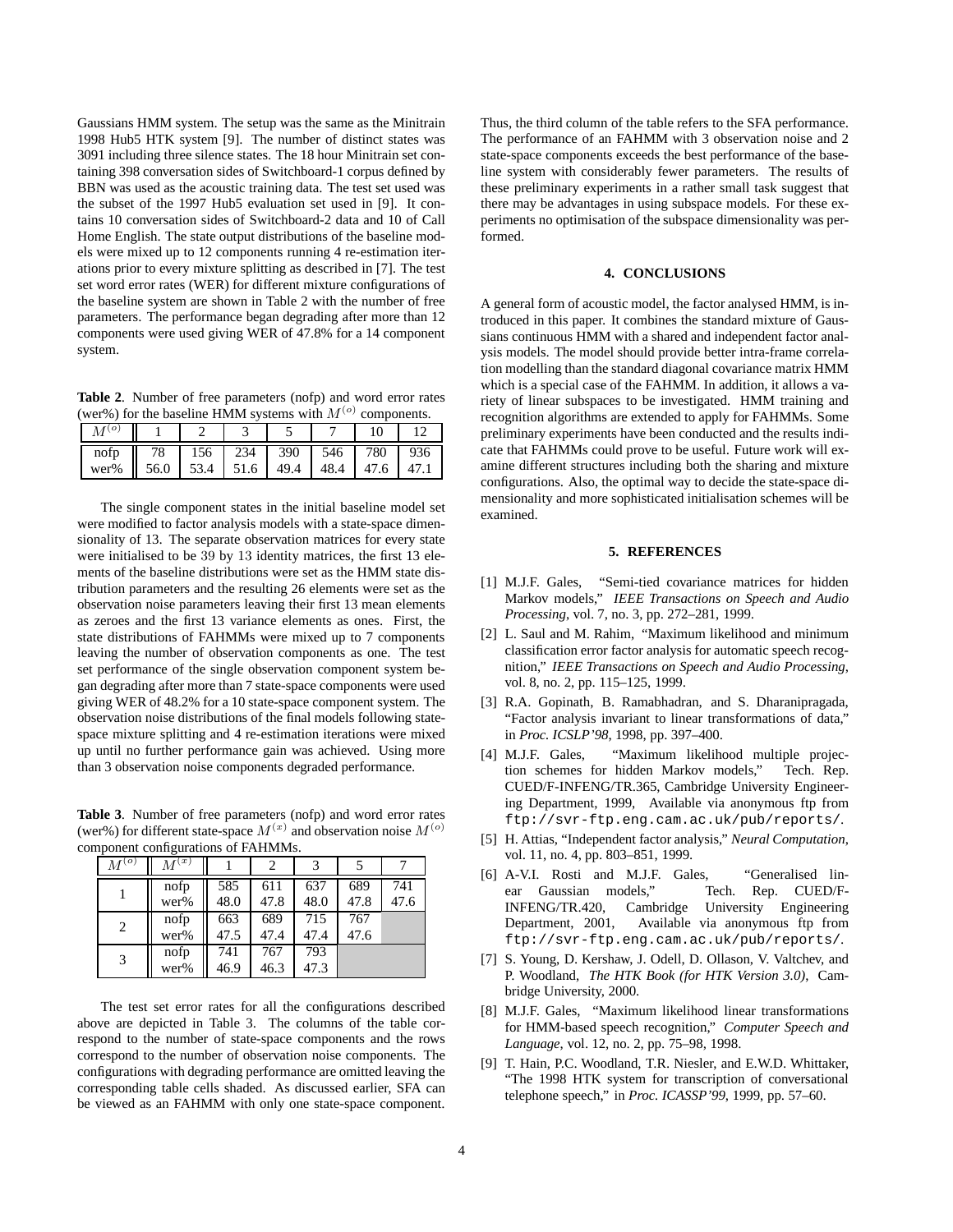Gaussians HMM system. The setup was the same as the Minitrain 1998 Hub5 HTK system [9]. The number of distinct states was 3091 including three silence states. The 18 hour Minitrain set containing 398 conversation sides of Switchboard-1 corpus defined by BBN was used as the acoustic training data. The test set used was the subset of the 1997 Hub5 evaluation set used in [9]. It contains 10 conversation sides of Switchboard-2 data and 10 of Call Home English. The state output distributions of the baseline models were mixed up to 12 components running 4 re-estimation iterations prior to every mixture splitting as described in [7]. The test set word error rates (WER) for different mixture configurations of the baseline system are shown in Table 2 with the number of free parameters. The performance began degrading after more than 12 components were used giving WER of 47.8% for a 14 component system.

**Table 2**. Number of free parameters (nofp) and word error rates (wer%) for the baseline HMM systems with $M^{(o)}$ components.

| $M^{(o)}$ | 1 | 2 | 3 | 5 | 7 | 10 | 12 |
|---|---|---|---|---|---|---|---|
| nofp | 78 | 156 | 234 | 390 | 546 | 780 | 936 |
| wer% | 56.0 | 53.4 | 51.6 | 49.4 | 48.4 | 47.6 | 47.1 |

The single component states in the initial baseline model set were modified to factor analysis models with a state-space dimensionality of 13. The separate observation matrices for every state were initialised to be 39 by 13 identity matrices, the first 13 elements of the baseline distributions were set as the HMM state distribution parameters and the resulting 26 elements were set as the observation noise parameters leaving their first 13 mean elements as zeroes and the first 13 variance elements as ones. First, the state distributions of FAHMMs were mixed up to 7 components leaving the number of observation components as one. The test set performance of the single observation component system began degrading after more than 7 state-space components were used giving WER of 48.2% for a 10 state-space component system. The observation noise distributions of the final models following state-space mixture splitting and 4 re-estimation iterations were mixed up until no further performance gain was achieved. Using more than 3 observation noise components degraded performance.

**Table 3**. Number of free parameters (nofp) and word error rates (wer%) for different state-space $M^{(x)}$ and observation noise $M^{(o)}$ component configurations of FAHMMs.

| $M^{(o)}$ | $M^{(x)}$ | 1 | 2 | 3 | 5 | 7 |
|---|---|---|---|---|---|---|
| 1 | nofp | 585 | 611 | 637 | 689 | 741 |
| | wer% | 48.0 | 47.8 | 48.0 | 47.8 | 47.6 |
| 2 | nofp | 663 | 689 | 715 | 767 | |
| | wer% | 47.5 | 47.4 | 47.4 | 47.6 | |
| 3 | nofp | 741 | 767 | 793 | | |
| | wer% | 46.9 | 46.3 | 47.3 | | |

The test set error rates for all the configurations described above are depicted in Table 3. The columns of the table correspond to the number of state-space components and the rows correspond to the number of observation noise components. The configurations with degrading performance are omitted leaving the corresponding table cells shaded. As discussed earlier, SFA can be viewed as an FAHMM with only one state-space component. Thus, the third column of the table refers to the SFA performance. The performance of an FAHMM with 3 observation noise and 2 state-space components exceeds the best performance of the baseline system with considerably fewer parameters. The results of these preliminary experiments in a rather small task suggest that there may be advantages in using subspace models. For these experiments no optimisation of the subspace dimensionality was performed.

## 4. CONCLUSIONS

A general form of acoustic model, the factor analysed HMM, is introduced in this paper. It combines the standard mixture of Gaussians continuous HMM with a shared and independent factor analysis models. The model should provide better intra-frame correlation modelling than the standard diagonal covariance matrix HMM which is a special case of the FAHMM. In addition, it allows a variety of linear subspaces to be investigated. HMM training and recognition algorithms are extended to apply for FAHMMs. Some preliminary experiments have been conducted and the results indicate that FAHMMs could prove to be useful. Future work will examine different structures including both the sharing and mixture configurations. Also, the optimal way to decide the state-space dimensionality and more sophisticated initialisation schemes will be examined.

## 5. REFERENCES

[1] M.J.F. Gales, "Semi-tied covariance matrices for hidden Markov models," *IEEE Transactions on Speech and Audio Processing*, vol. 7, no. 3, pp. 272–281, 1999.

[2] L. Saul and M. Rahim, "Maximum likelihood and minimum classification error factor analysis for automatic speech recognition," *IEEE Transactions on Speech and Audio Processing*, vol. 8, no. 2, pp. 115–125, 1999.

[3] R.A. Gopinath, B. Ramabhadran, and S. Dharanipragada, "Factor analysis invariant to linear transformations of data," in *Proc. ICSLP'98*, 1998, pp. 397–400.

[4] M.J.F. Gales, "Maximum likelihood multiple projection schemes for hidden Markov models," Tech. Rep. CUED/F-INFENG/TR.365, Cambridge University Engineering Department, 1999, Available via anonymous ftp from `ftp://svr-ftp.eng.cam.ac.uk/pub/reports/`.

[5] H. Attias, "Independent factor analysis," *Neural Computation*, vol. 11, no. 4, pp. 803–851, 1999.

[6] A-V.I. Rosti and M.J.F. Gales, "Generalised linear Gaussian models," Tech. Rep. CUED/F-INFENG/TR.420, Cambridge University Engineering Department, 2001, Available via anonymous ftp from `ftp://svr-ftp.eng.cam.ac.uk/pub/reports/`.

[7] S. Young, D. Kershaw, J. Odell, D. Ollason, V. Valtchev, and P. Woodland, *The HTK Book (for HTK Version 3.0)*, Cambridge University, 2000.

[8] M.J.F. Gales, "Maximum likelihood linear transformations for HMM-based speech recognition," *Computer Speech and Language*, vol. 12, no. 2, pp. 75–98, 1998.

[9] T. Hain, P.C. Woodland, T.R. Niesler, and E.W.D. Whittaker, "The 1998 HTK system for transcription of conversational telephone speech," in *Proc. ICASSP'99*, 1999, pp. 57–60.